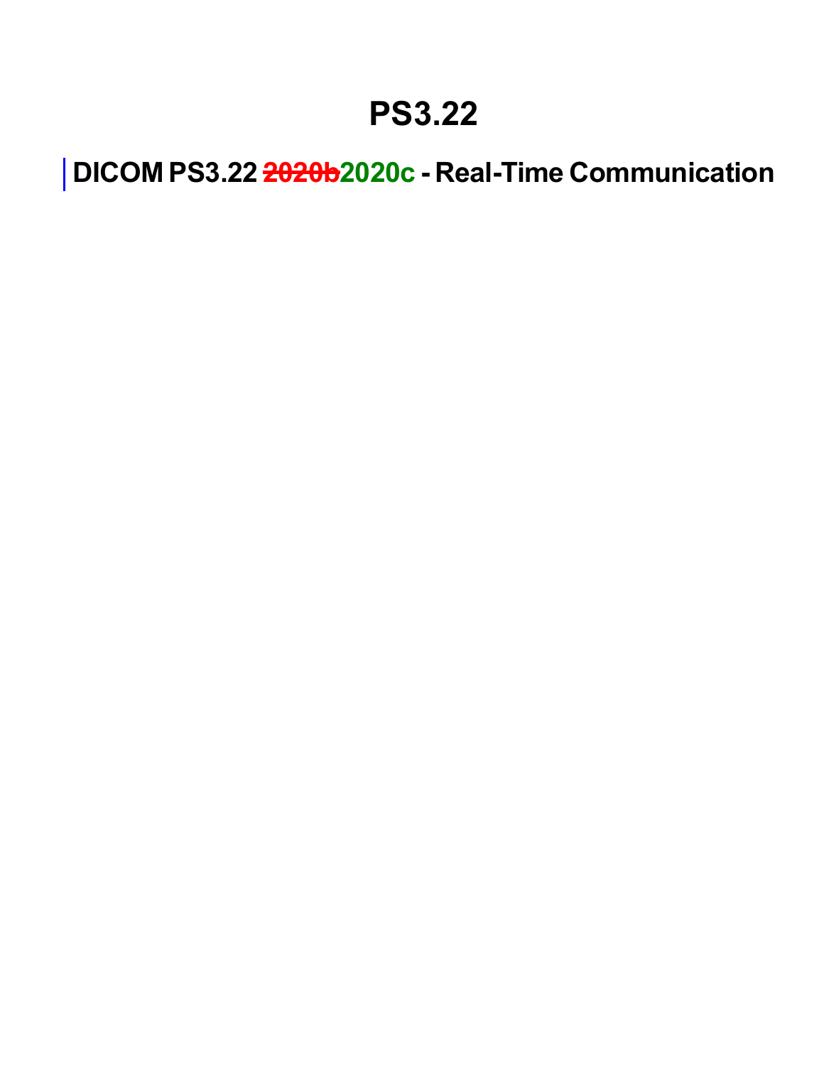# PS3.22

## DICOM PS3.22 ~~2020b~~2020c - Real-Time Communication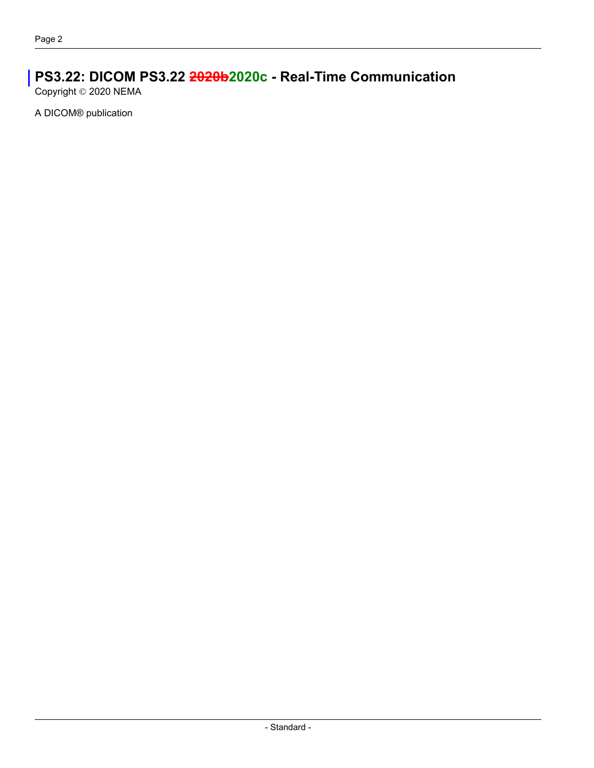# PS3.22: DICOM PS3.22 ~~2020b~~2020c - Real-Time Communication

Copyright © 2020 NEMA

A DICOM® publication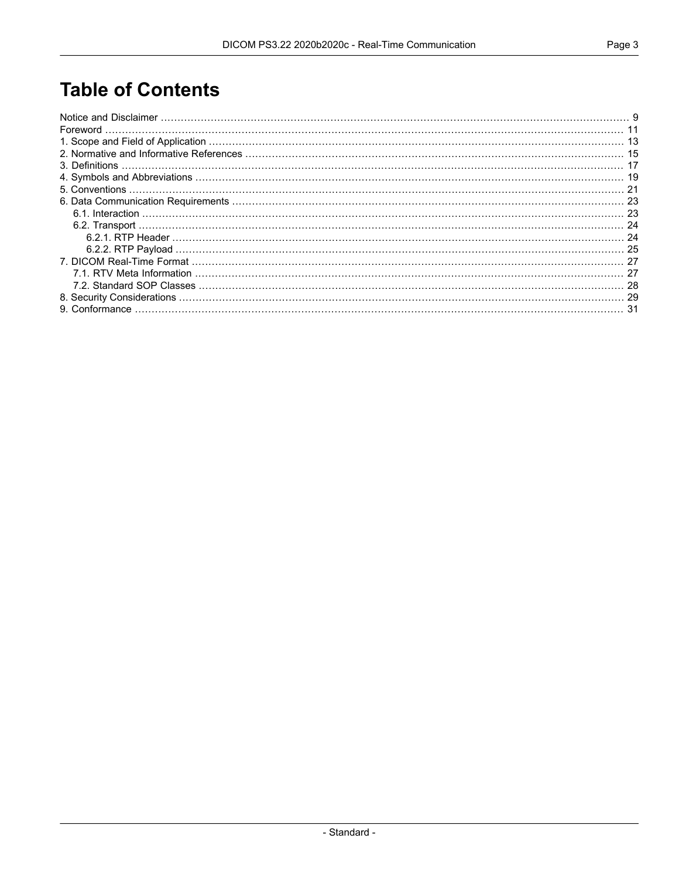# Table of Contents

Notice and Disclaimer ........ 9
Foreword ........ 11
1. Scope and Field of Application ........ 13
2. Normative and Informative References ........ 15
3. Definitions ........ 17
4. Symbols and Abbreviations ........ 19
5. Conventions ........ 21
6. Data Communication Requirements ........ 23
  6.1. Interaction ........ 23
  6.2. Transport ........ 24
    6.2.1. RTP Header ........ 24
    6.2.2. RTP Payload ........ 25
7. DICOM Real-Time Format ........ 27
  7.1. RTV Meta Information ........ 27
  7.2. Standard SOP Classes ........ 28
8. Security Considerations ........ 29
9. Conformance ........ 31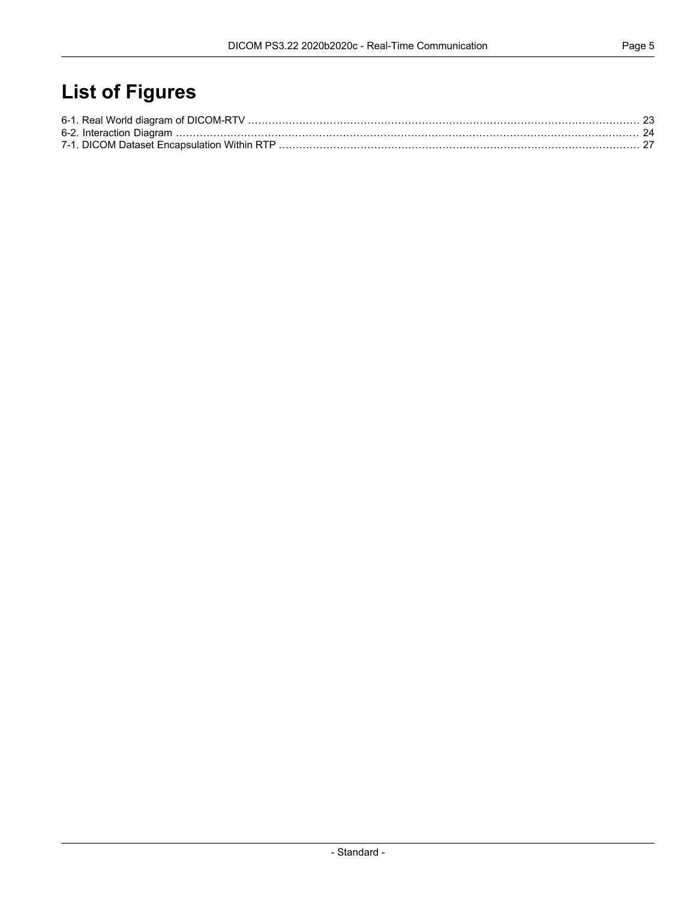# List of Figures

6-1. Real World diagram of DICOM-RTV ........................................................................................................ 23
6-2. Interaction Diagram ................................................................................................................................ 24
7-1. DICOM Dataset Encapsulation Within RTP ............................................................................................ 27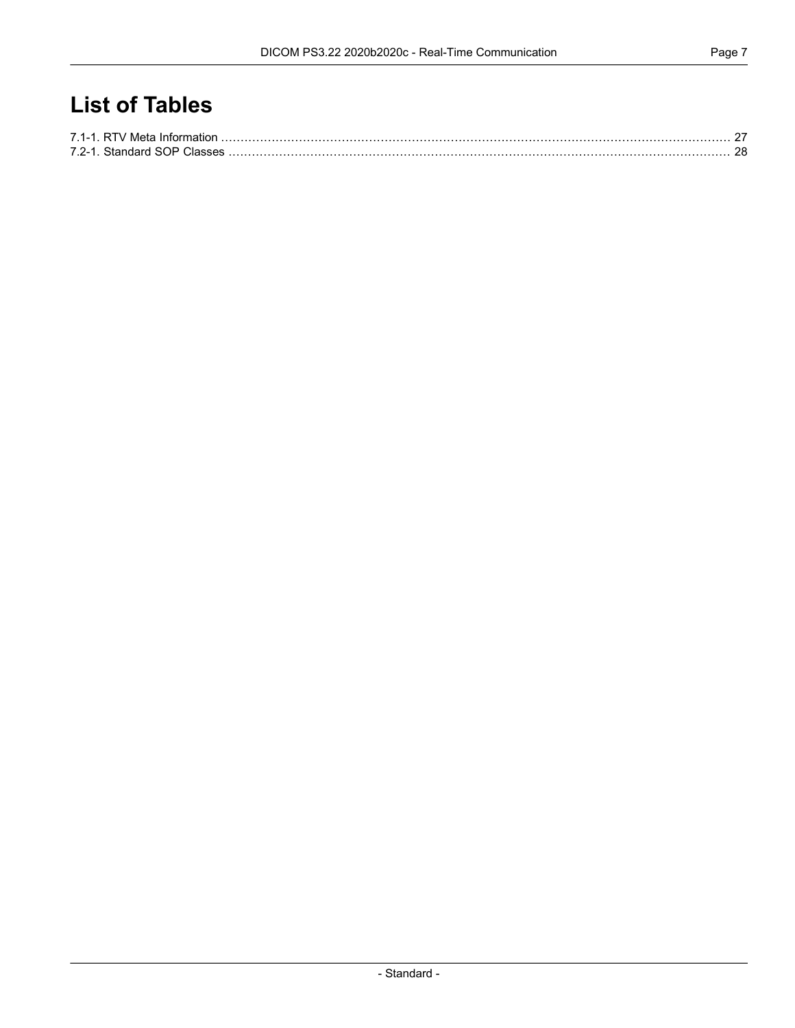# List of Tables

7.1-1. RTV Meta Information ........................................................................................................................ 27
7.2-1. Standard SOP Classes ........................................................................................................................ 28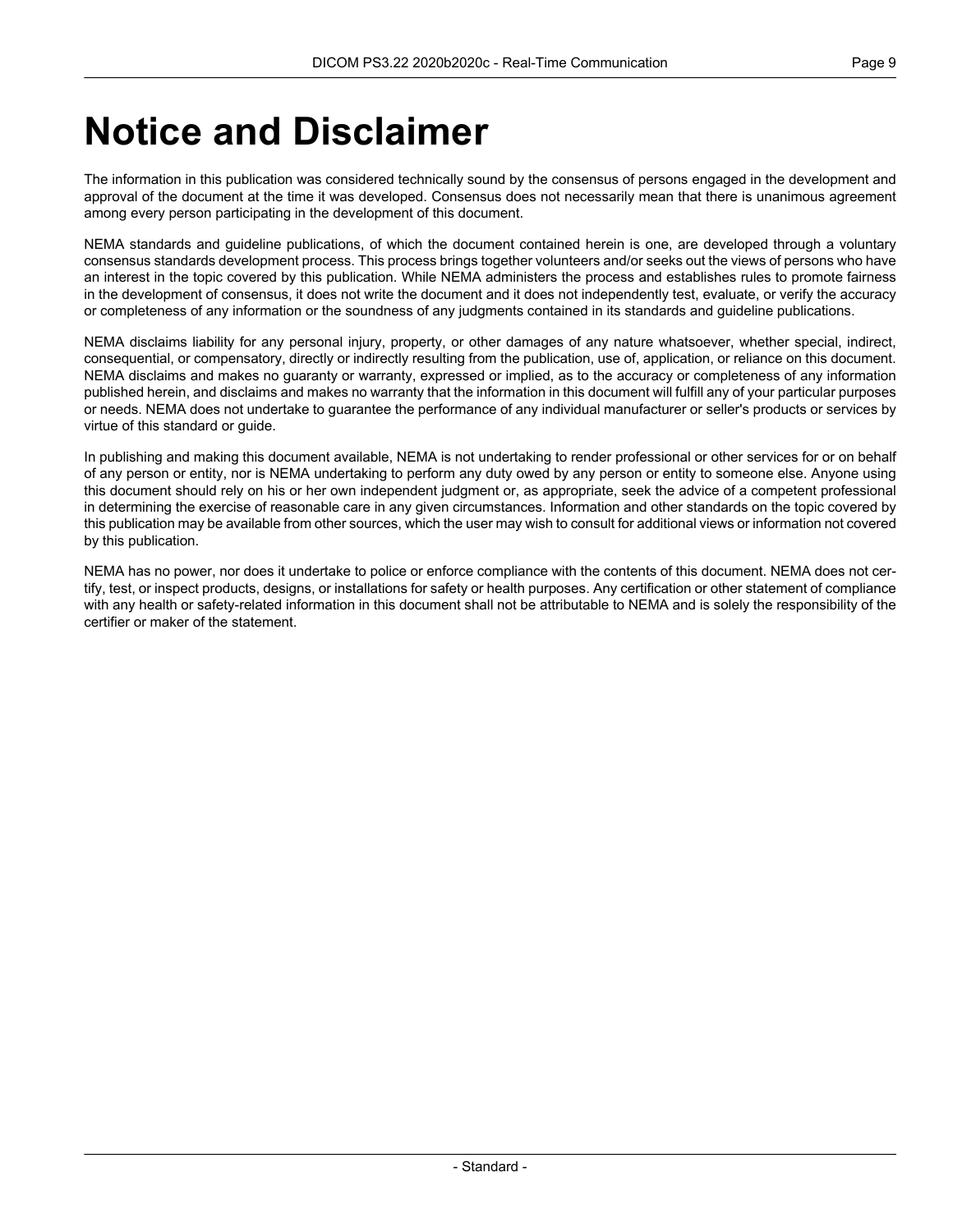# Notice and Disclaimer

The information in this publication was considered technically sound by the consensus of persons engaged in the development and approval of the document at the time it was developed. Consensus does not necessarily mean that there is unanimous agreement among every person participating in the development of this document.

NEMA standards and guideline publications, of which the document contained herein is one, are developed through a voluntary consensus standards development process. This process brings together volunteers and/or seeks out the views of persons who have an interest in the topic covered by this publication. While NEMA administers the process and establishes rules to promote fairness in the development of consensus, it does not write the document and it does not independently test, evaluate, or verify the accuracy or completeness of any information or the soundness of any judgments contained in its standards and guideline publications.

NEMA disclaims liability for any personal injury, property, or other damages of any nature whatsoever, whether special, indirect, consequential, or compensatory, directly or indirectly resulting from the publication, use of, application, or reliance on this document. NEMA disclaims and makes no guaranty or warranty, expressed or implied, as to the accuracy or completeness of any information published herein, and disclaims and makes no warranty that the information in this document will fulfill any of your particular purposes or needs. NEMA does not undertake to guarantee the performance of any individual manufacturer or seller's products or services by virtue of this standard or guide.

In publishing and making this document available, NEMA is not undertaking to render professional or other services for or on behalf of any person or entity, nor is NEMA undertaking to perform any duty owed by any person or entity to someone else. Anyone using this document should rely on his or her own independent judgment or, as appropriate, seek the advice of a competent professional in determining the exercise of reasonable care in any given circumstances. Information and other standards on the topic covered by this publication may be available from other sources, which the user may wish to consult for additional views or information not covered by this publication.

NEMA has no power, nor does it undertake to police or enforce compliance with the contents of this document. NEMA does not certify, test, or inspect products, designs, or installations for safety or health purposes. Any certification or other statement of compliance with any health or safety-related information in this document shall not be attributable to NEMA and is solely the responsibility of the certifier or maker of the statement.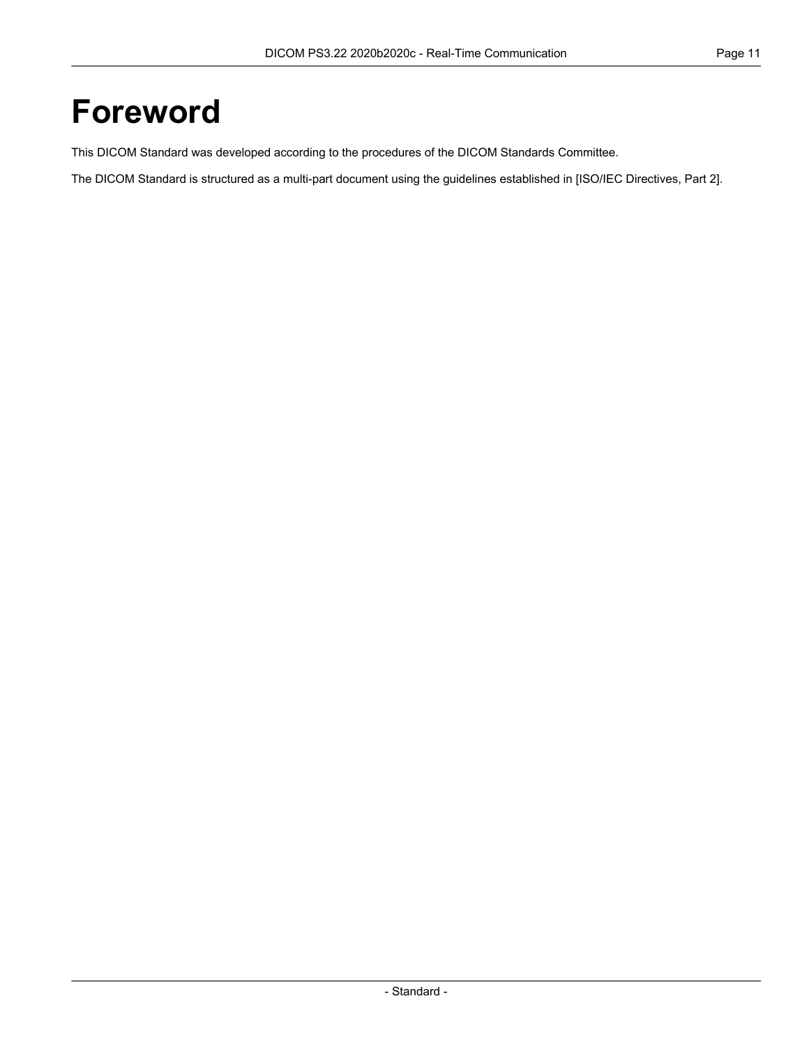# Foreword

This DICOM Standard was developed according to the procedures of the DICOM Standards Committee.

The DICOM Standard is structured as a multi-part document using the guidelines established in [ISO/IEC Directives, Part 2].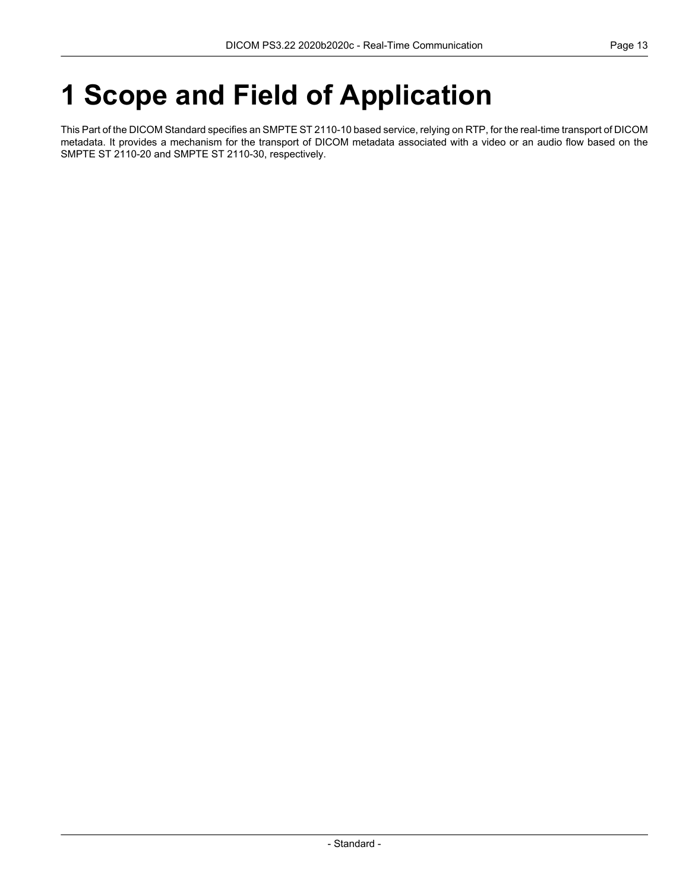# 1 Scope and Field of Application

This Part of the DICOM Standard specifies an SMPTE ST 2110-10 based service, relying on RTP, for the real-time transport of DICOM metadata. It provides a mechanism for the transport of DICOM metadata associated with a video or an audio flow based on the SMPTE ST 2110-20 and SMPTE ST 2110-30, respectively.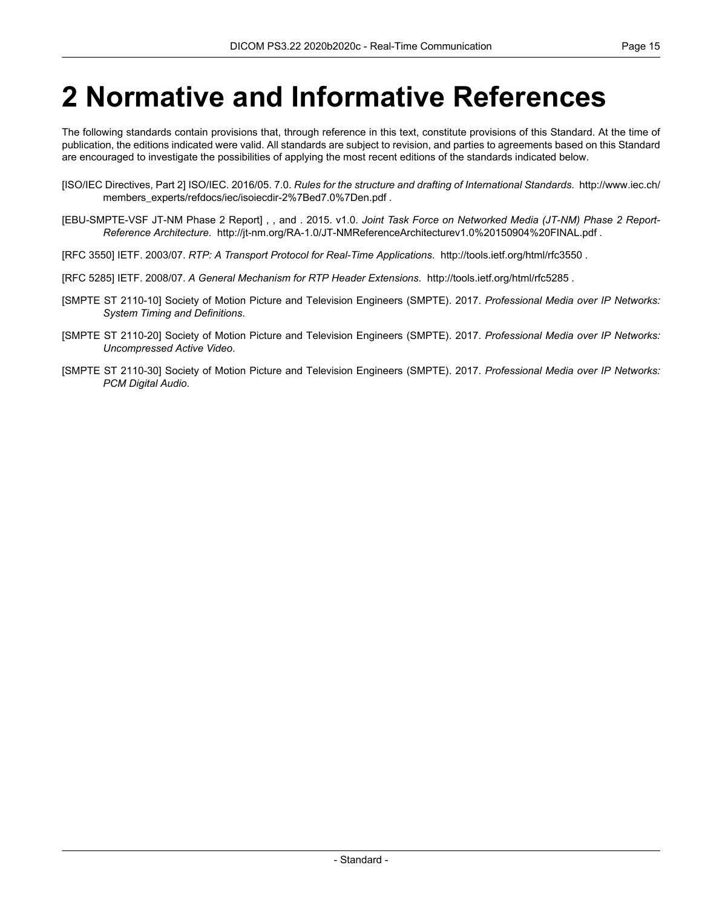# 2 Normative and Informative References

The following standards contain provisions that, through reference in this text, constitute provisions of this Standard. At the time of publication, the editions indicated were valid. All standards are subject to revision, and parties to agreements based on this Standard are encouraged to investigate the possibilities of applying the most recent editions of the standards indicated below.

[ISO/IEC Directives, Part 2] ISO/IEC. 2016/05. 7.0. *Rules for the structure and drafting of International Standards*. http://www.iec.ch/members_experts/refdocs/iec/isoiecdir-2%7Bed7.0%7Den.pdf .

[EBU-SMPTE-VSF JT-NM Phase 2 Report] , , and . 2015. v1.0. *Joint Task Force on Networked Media (JT-NM) Phase 2 Report-Reference Architecture*. http://jt-nm.org/RA-1.0/JT-NMReferenceArchitecturev1.0%20150904%20FINAL.pdf .

[RFC 3550] IETF. 2003/07. *RTP: A Transport Protocol for Real-Time Applications*. http://tools.ietf.org/html/rfc3550 .

[RFC 5285] IETF. 2008/07. *A General Mechanism for RTP Header Extensions*. http://tools.ietf.org/html/rfc5285 .

[SMPTE ST 2110-10] Society of Motion Picture and Television Engineers (SMPTE). 2017. *Professional Media over IP Networks: System Timing and Definitions*.

[SMPTE ST 2110-20] Society of Motion Picture and Television Engineers (SMPTE). 2017. *Professional Media over IP Networks: Uncompressed Active Video*.

[SMPTE ST 2110-30] Society of Motion Picture and Television Engineers (SMPTE). 2017. *Professional Media over IP Networks: PCM Digital Audio*.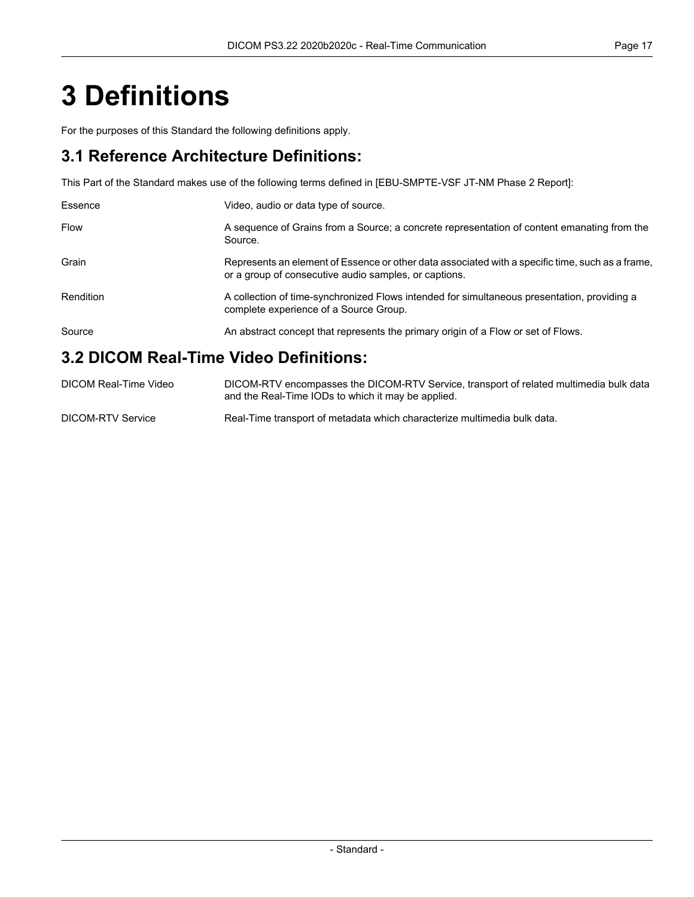# 3 Definitions

For the purposes of this Standard the following definitions apply.

## 3.1 Reference Architecture Definitions:

This Part of the Standard makes use of the following terms defined in [EBU-SMPTE-VSF JT-NM Phase 2 Report]:

Essence
: Video, audio or data type of source.

Flow
: A sequence of Grains from a Source; a concrete representation of content emanating from the Source.

Grain
: Represents an element of Essence or other data associated with a specific time, such as a frame, or a group of consecutive audio samples, or captions.

Rendition
: A collection of time-synchronized Flows intended for simultaneous presentation, providing a complete experience of a Source Group.

Source
: An abstract concept that represents the primary origin of a Flow or set of Flows.

## 3.2 DICOM Real-Time Video Definitions:

DICOM Real-Time Video
: DICOM-RTV encompasses the DICOM-RTV Service, transport of related multimedia bulk data and the Real-Time IODs to which it may be applied.

DICOM-RTV Service
: Real-Time transport of metadata which characterize multimedia bulk data.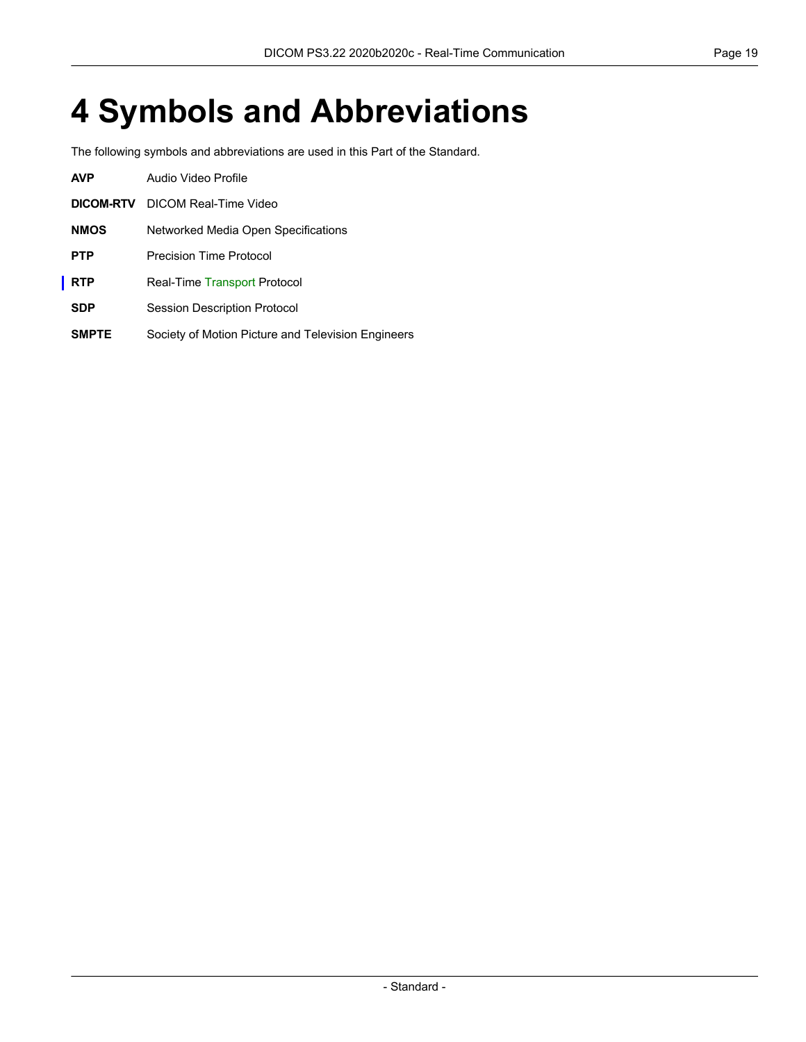# 4 Symbols and Abbreviations

The following symbols and abbreviations are used in this Part of the Standard.

**AVP** Audio Video Profile

**DICOM-RTV** DICOM Real-Time Video

**NMOS** Networked Media Open Specifications

**PTP** Precision Time Protocol

**RTP** Real-Time Transport Protocol

**SDP** Session Description Protocol

**SMPTE** Society of Motion Picture and Television Engineers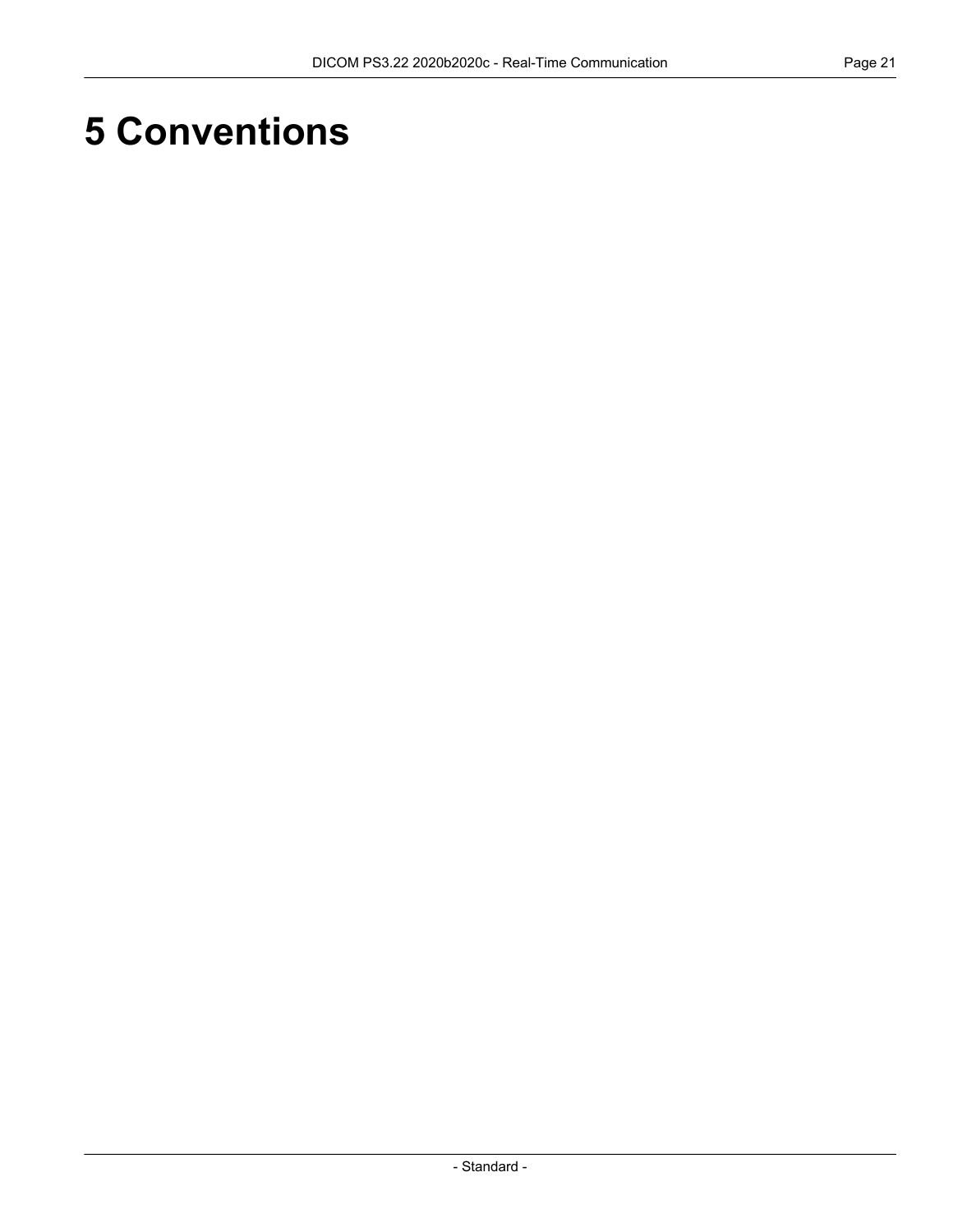# 5 Conventions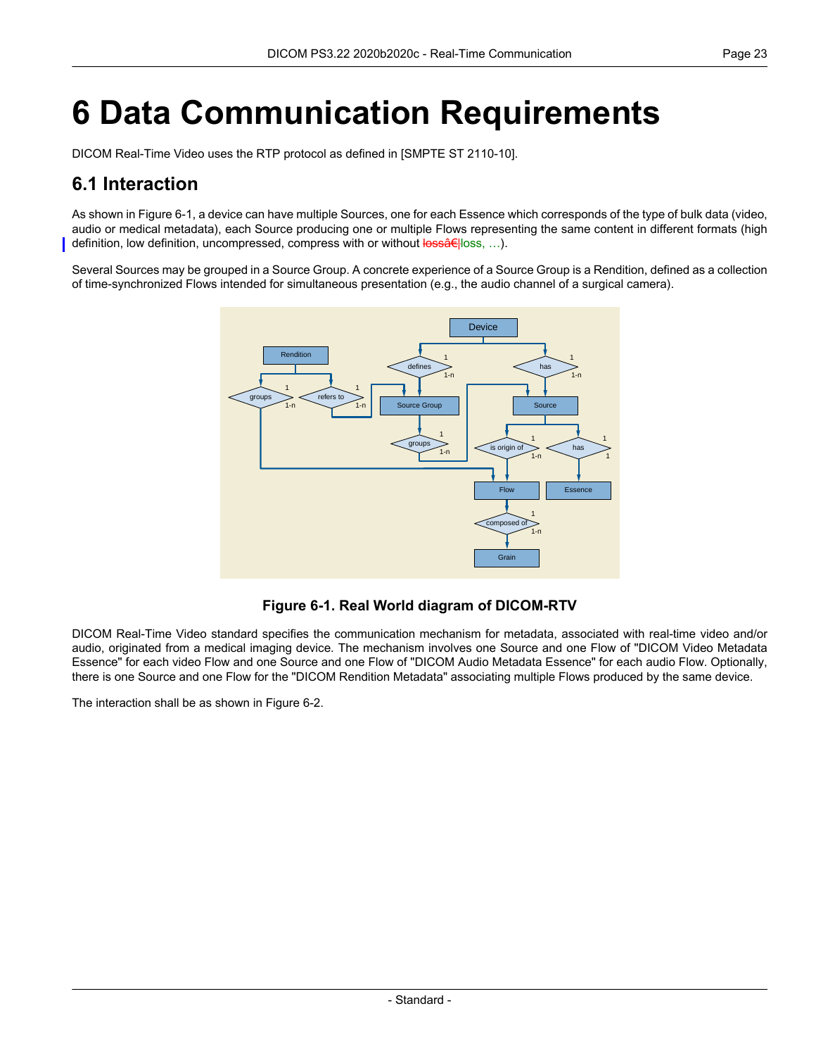# 6 Data Communication Requirements

DICOM Real-Time Video uses the RTP protocol as defined in [SMPTE ST 2110-10].

## 6.1 Interaction

As shown in Figure 6-1, a device can have multiple Sources, one for each Essence which corresponds of the type of bulk data (video, audio or medical metadata), each Source producing one or multiple Flows representing the same content in different formats (high definition, low definition, uncompressed, compress with or without lossâ€¦loss, …).

Several Sources may be grouped in a Source Group. A concrete experience of a Source Group is a Rendition, defined as a collection of time-synchronized Flows intended for simultaneous presentation (e.g., the audio channel of a surgical camera).

**Figure 6-1. Real World diagram of DICOM-RTV**

DICOM Real-Time Video standard specifies the communication mechanism for metadata, associated with real-time video and/or audio, originated from a medical imaging device. The mechanism involves one Source and one Flow of "DICOM Video Metadata Essence" for each video Flow and one Source and one Flow of "DICOM Audio Metadata Essence" for each audio Flow. Optionally, there is one Source and one Flow for the "DICOM Rendition Metadata" associating multiple Flows produced by the same device.

The interaction shall be as shown in Figure 6-2.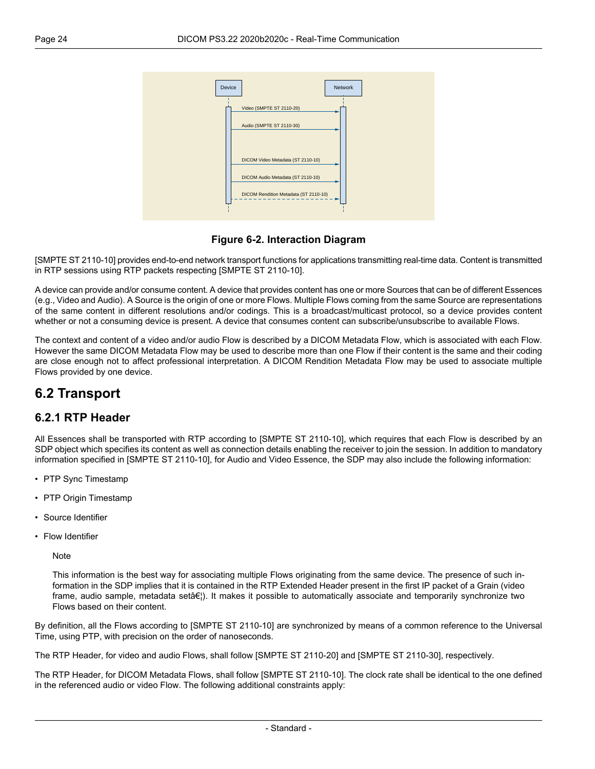**Figure 6-2. Interaction Diagram**

[SMPTE ST 2110-10] provides end-to-end network transport functions for applications transmitting real-time data. Content is transmitted in RTP sessions using RTP packets respecting [SMPTE ST 2110-10].

A device can provide and/or consume content. A device that provides content has one or more Sources that can be of different Essences (e.g., Video and Audio). A Source is the origin of one or more Flows. Multiple Flows coming from the same Source are representations of the same content in different resolutions and/or codings. This is a broadcast/multicast protocol, so a device provides content whether or not a consuming device is present. A device that consumes content can subscribe/unsubscribe to available Flows.

The context and content of a video and/or audio Flow is described by a DICOM Metadata Flow, which is associated with each Flow. However the same DICOM Metadata Flow may be used to describe more than one Flow if their content is the same and their coding are close enough not to affect professional interpretation. A DICOM Rendition Metadata Flow may be used to associate multiple Flows provided by one device.

## 6.2 Transport

### 6.2.1 RTP Header

All Essences shall be transported with RTP according to [SMPTE ST 2110-10], which requires that each Flow is described by an SDP object which specifies its content as well as connection details enabling the receiver to join the session. In addition to mandatory information specified in [SMPTE ST 2110-10], for Audio and Video Essence, the SDP may also include the following information:

- PTP Sync Timestamp
- PTP Origin Timestamp
- Source Identifier
- Flow Identifier

Note

This information is the best way for associating multiple Flows originating from the same device. The presence of such information in the SDP implies that it is contained in the RTP Extended Header present in the first IP packet of a Grain (video frame, audio sample, metadata setâ€¦). It makes it possible to automatically associate and temporarily synchronize two Flows based on their content.

By definition, all the Flows according to [SMPTE ST 2110-10] are synchronized by means of a common reference to the Universal Time, using PTP, with precision on the order of nanoseconds.

The RTP Header, for video and audio Flows, shall follow [SMPTE ST 2110-20] and [SMPTE ST 2110-30], respectively.

The RTP Header, for DICOM Metadata Flows, shall follow [SMPTE ST 2110-10]. The clock rate shall be identical to the one defined in the referenced audio or video Flow. The following additional constraints apply: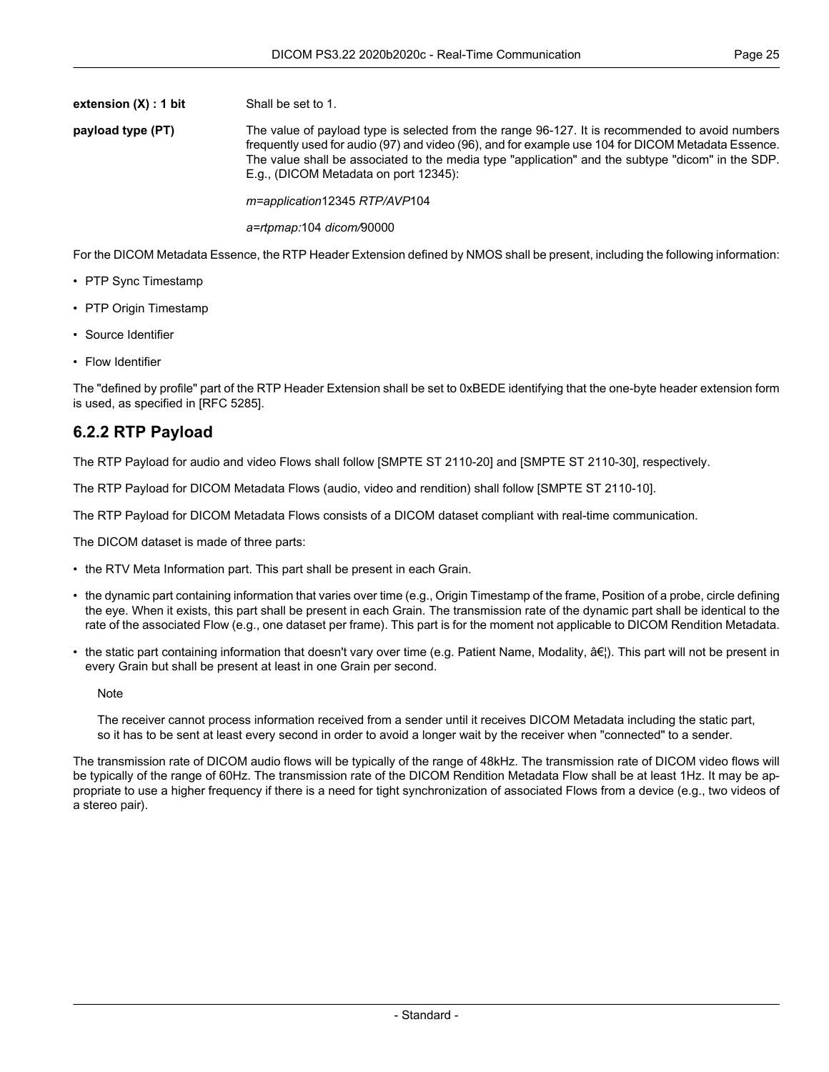**extension (X) : 1 bit** Shall be set to 1.

**payload type (PT)** The value of payload type is selected from the range 96-127. It is recommended to avoid numbers frequently used for audio (97) and video (96), and for example use 104 for DICOM Metadata Essence. The value shall be associated to the media type "application" and the subtype "dicom" in the SDP. E.g., (DICOM Metadata on port 12345):

*m=application*12345 *RTP/AVP*104

*a=rtpmap:*104 *dicom/*90000

For the DICOM Metadata Essence, the RTP Header Extension defined by NMOS shall be present, including the following information:

- PTP Sync Timestamp
- PTP Origin Timestamp
- Source Identifier
- Flow Identifier

The "defined by profile" part of the RTP Header Extension shall be set to 0xBEDE identifying that the one-byte header extension form is used, as specified in [RFC 5285].

## 6.2.2 RTP Payload

The RTP Payload for audio and video Flows shall follow [SMPTE ST 2110-20] and [SMPTE ST 2110-30], respectively.

The RTP Payload for DICOM Metadata Flows (audio, video and rendition) shall follow [SMPTE ST 2110-10].

The RTP Payload for DICOM Metadata Flows consists of a DICOM dataset compliant with real-time communication.

The DICOM dataset is made of three parts:

- the RTV Meta Information part. This part shall be present in each Grain.
- the dynamic part containing information that varies over time (e.g., Origin Timestamp of the frame, Position of a probe, circle defining the eye. When it exists, this part shall be present in each Grain. The transmission rate of the dynamic part shall be identical to the rate of the associated Flow (e.g., one dataset per frame). This part is for the moment not applicable to DICOM Rendition Metadata.
- the static part containing information that doesn't vary over time (e.g. Patient Name, Modality, â€¦). This part will not be present in every Grain but shall be present at least in one Grain per second.

Note

The receiver cannot process information received from a sender until it receives DICOM Metadata including the static part, so it has to be sent at least every second in order to avoid a longer wait by the receiver when "connected" to a sender.

The transmission rate of DICOM audio flows will be typically of the range of 48kHz. The transmission rate of DICOM video flows will be typically of the range of 60Hz. The transmission rate of the DICOM Rendition Metadata Flow shall be at least 1Hz. It may be appropriate to use a higher frequency if there is a need for tight synchronization of associated Flows from a device (e.g., two videos of a stereo pair).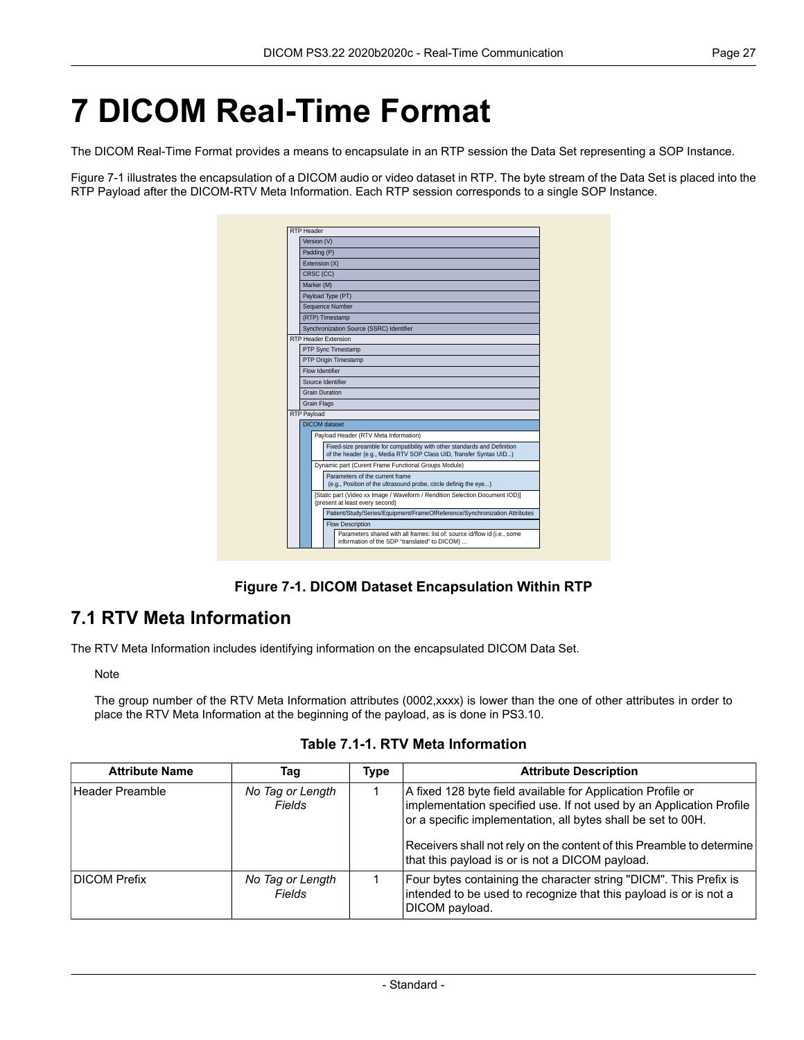# 7 DICOM Real-Time Format

The DICOM Real-Time Format provides a means to encapsulate in an RTP session the Data Set representing a SOP Instance.

Figure 7-1 illustrates the encapsulation of a DICOM audio or video dataset in RTP. The byte stream of the Data Set is placed into the RTP Payload after the DICOM-RTV Meta Information. Each RTP session corresponds to a single SOP Instance.

- RTP Header
  - Version (V)
  - Padding (P)
  - Extension (X)
  - CRSC (CC)
  - Marker (M)
  - Payload Type (PT)
  - Sequence Number
  - (RTP) Timestamp
  - Synchronization Source (SSRC) Identifier
- RTP Header Extension
  - PTP Sync Timestamp
  - PTP Origin Timestamp
  - Flow Identifier
  - Source Identifier
  - Grain Duration
  - Grain Flags
- RTP Payload
  - DICOM dataset
    - Payload Header (RTV Meta Information)
      - Fixed-size preamble for compatibility with other standards and Definition of the header (e.g., Media RTV SOP Class UID, Transfer Syntax UID...)
    - Dynamic part (Curent Frame Functional Groups Module)
      - Parameters of the current frame (e.g., Position of the ultrasound probe, circle definig the eye...)
    - [Static part (Video xx Image / Waveform / Rendition Selection Document IOD)] (present at least every second)
      - Patient/Study/Series/Equipment/FrameOfReference/Synchronization Attributes
      - Flow Description
        - Parameters shared with all frames: list of: source id/flow id (i.e., some information of the SDP "translated" to DICOM) ...

**Figure 7-1. DICOM Dataset Encapsulation Within RTP**

## 7.1 RTV Meta Information

The RTV Meta Information includes identifying information on the encapsulated DICOM Data Set.

Note

The group number of the RTV Meta Information attributes (0002,xxxx) is lower than the one of other attributes in order to place the RTV Meta Information at the beginning of the payload, as is done in PS3.10.

**Table 7.1-1. RTV Meta Information**

| Attribute Name | Tag | Type | Attribute Description |
|---|---|---|---|
| Header Preamble | *No Tag or Length Fields* | 1 | A fixed 128 byte field available for Application Profile or implementation specified use. If not used by an Application Profile or a specific implementation, all bytes shall be set to 00H.<br><br>Receivers shall not rely on the content of this Preamble to determine that this payload is or is not a DICOM payload. |
| DICOM Prefix | *No Tag or Length Fields* | 1 | Four bytes containing the character string "DICM". This Prefix is intended to be used to recognize that this payload is or is not a DICOM payload. |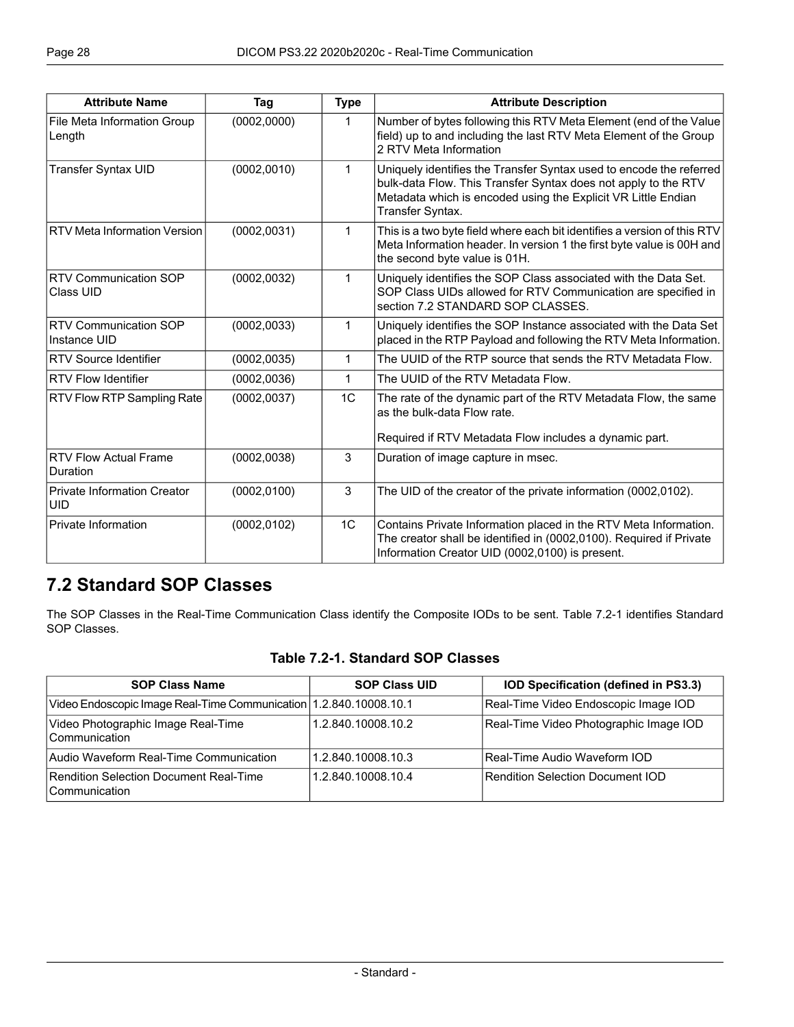| Attribute Name | Tag | Type | Attribute Description |
|---|---|---|---|
| File Meta Information Group Length | (0002,0000) | 1 | Number of bytes following this RTV Meta Element (end of the Value field) up to and including the last RTV Meta Element of the Group 2 RTV Meta Information |
| Transfer Syntax UID | (0002,0010) | 1 | Uniquely identifies the Transfer Syntax used to encode the referred bulk-data Flow. This Transfer Syntax does not apply to the RTV Metadata which is encoded using the Explicit VR Little Endian Transfer Syntax. |
| RTV Meta Information Version | (0002,0031) | 1 | This is a two byte field where each bit identifies a version of this RTV Meta Information header. In version 1 the first byte value is 00H and the second byte value is 01H. |
| RTV Communication SOP Class UID | (0002,0032) | 1 | Uniquely identifies the SOP Class associated with the Data Set. SOP Class UIDs allowed for RTV Communication are specified in section 7.2 STANDARD SOP CLASSES. |
| RTV Communication SOP Instance UID | (0002,0033) | 1 | Uniquely identifies the SOP Instance associated with the Data Set placed in the RTP Payload and following the RTV Meta Information. |
| RTV Source Identifier | (0002,0035) | 1 | The UUID of the RTP source that sends the RTV Metadata Flow. |
| RTV Flow Identifier | (0002,0036) | 1 | The UUID of the RTV Metadata Flow. |
| RTV Flow RTP Sampling Rate | (0002,0037) | 1C | The rate of the dynamic part of the RTV Metadata Flow, the same as the bulk-data Flow rate.<br><br>Required if RTV Metadata Flow includes a dynamic part. |
| RTV Flow Actual Frame Duration | (0002,0038) | 3 | Duration of image capture in msec. |
| Private Information Creator UID | (0002,0100) | 3 | The UID of the creator of the private information (0002,0102). |
| Private Information | (0002,0102) | 1C | Contains Private Information placed in the RTV Meta Information. The creator shall be identified in (0002,0100). Required if Private Information Creator UID (0002,0100) is present. |

## 7.2 Standard SOP Classes

The SOP Classes in the Real-Time Communication Class identify the Composite IODs to be sent. Table 7.2-1 identifies Standard SOP Classes.

**Table 7.2-1. Standard SOP Classes**

| SOP Class Name | SOP Class UID | IOD Specification (defined in PS3.3) |
|---|---|---|
| Video Endoscopic Image Real-Time Communication | 1.2.840.10008.10.1 | Real-Time Video Endoscopic Image IOD |
| Video Photographic Image Real-Time Communication | 1.2.840.10008.10.2 | Real-Time Video Photographic Image IOD |
| Audio Waveform Real-Time Communication | 1.2.840.10008.10.3 | Real-Time Audio Waveform IOD |
| Rendition Selection Document Real-Time Communication | 1.2.840.10008.10.4 | Rendition Selection Document IOD |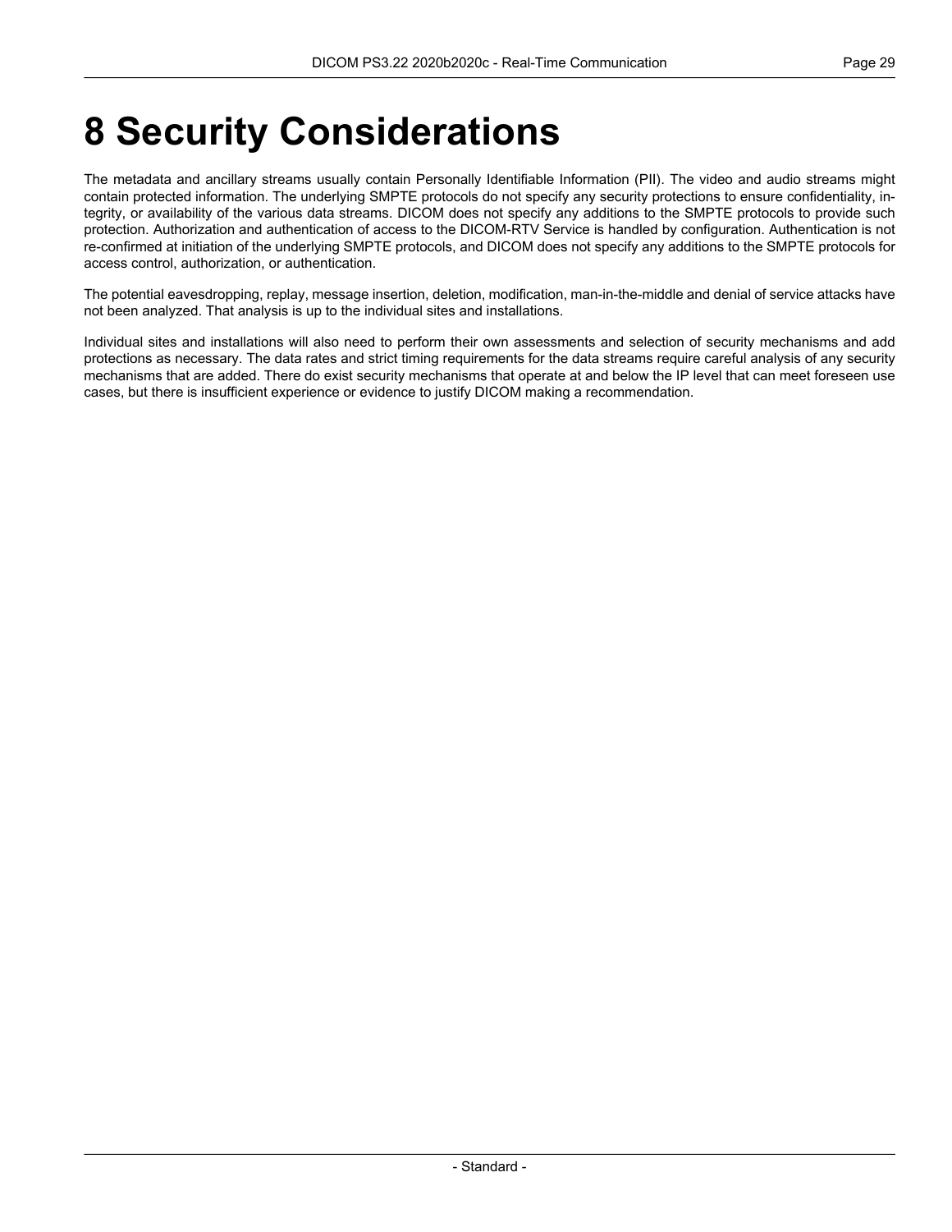# 8 Security Considerations

The metadata and ancillary streams usually contain Personally Identifiable Information (PII). The video and audio streams might contain protected information. The underlying SMPTE protocols do not specify any security protections to ensure confidentiality, integrity, or availability of the various data streams. DICOM does not specify any additions to the SMPTE protocols to provide such protection. Authorization and authentication of access to the DICOM-RTV Service is handled by configuration. Authentication is not re-confirmed at initiation of the underlying SMPTE protocols, and DICOM does not specify any additions to the SMPTE protocols for access control, authorization, or authentication.

The potential eavesdropping, replay, message insertion, deletion, modification, man-in-the-middle and denial of service attacks have not been analyzed. That analysis is up to the individual sites and installations.

Individual sites and installations will also need to perform their own assessments and selection of security mechanisms and add protections as necessary. The data rates and strict timing requirements for the data streams require careful analysis of any security mechanisms that are added. There do exist security mechanisms that operate at and below the IP level that can meet foreseen use cases, but there is insufficient experience or evidence to justify DICOM making a recommendation.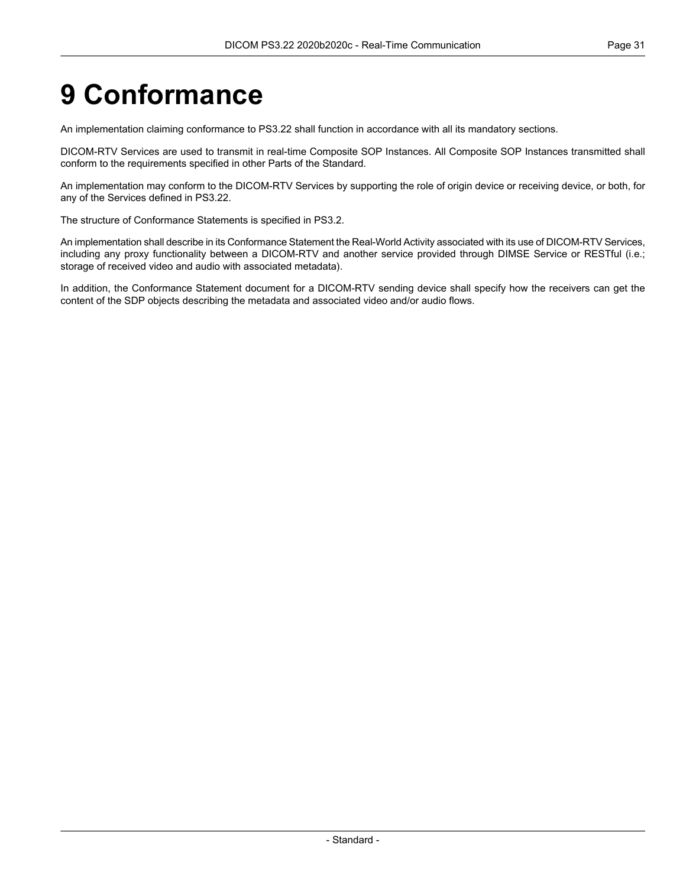# 9 Conformance

An implementation claiming conformance to PS3.22 shall function in accordance with all its mandatory sections.

DICOM-RTV Services are used to transmit in real-time Composite SOP Instances. All Composite SOP Instances transmitted shall conform to the requirements specified in other Parts of the Standard.

An implementation may conform to the DICOM-RTV Services by supporting the role of origin device or receiving device, or both, for any of the Services defined in PS3.22.

The structure of Conformance Statements is specified in PS3.2.

An implementation shall describe in its Conformance Statement the Real-World Activity associated with its use of DICOM-RTV Services, including any proxy functionality between a DICOM-RTV and another service provided through DIMSE Service or RESTful (i.e.; storage of received video and audio with associated metadata).

In addition, the Conformance Statement document for a DICOM-RTV sending device shall specify how the receivers can get the content of the SDP objects describing the metadata and associated video and/or audio flows.